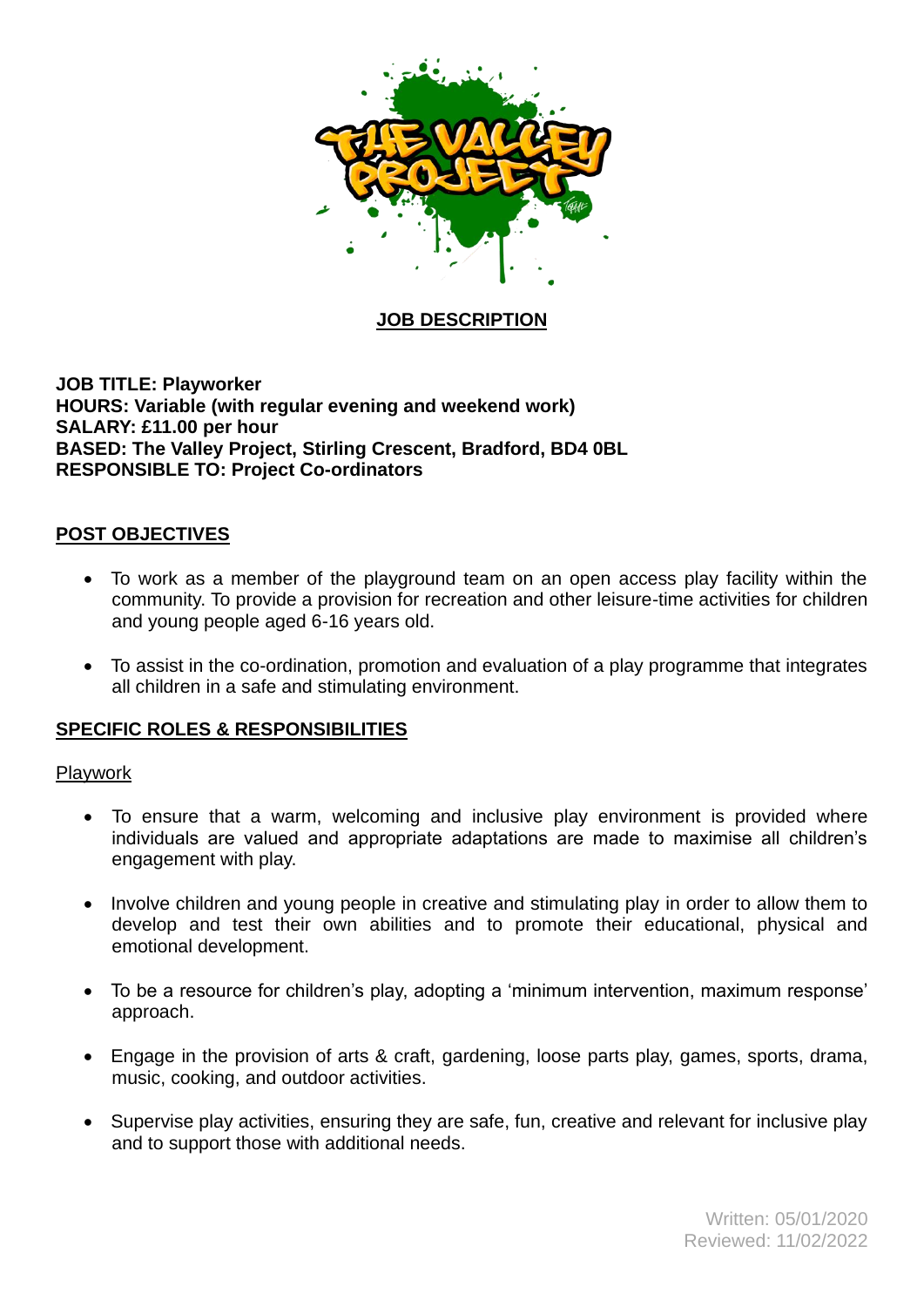# JOB DESCRIPTION

**JOB TITLE: Playworker**
**HOURS: Variable (with regular evening and weekend work)**
**SALARY: £11.00 per hour**
**BASED: The Valley Project, Stirling Crescent, Bradford, BD4 0BL**
**RESPONSIBLE TO: Project Co-ordinators**

## POST OBJECTIVES

- To work as a member of the playground team on an open access play facility within the community. To provide a provision for recreation and other leisure-time activities for children and young people aged 6-16 years old.

- To assist in the co-ordination, promotion and evaluation of a play programme that integrates all children in a safe and stimulating environment.

## SPECIFIC ROLES & RESPONSIBILITIES

### Playwork

- To ensure that a warm, welcoming and inclusive play environment is provided where individuals are valued and appropriate adaptations are made to maximise all children's engagement with play.

- Involve children and young people in creative and stimulating play in order to allow them to develop and test their own abilities and to promote their educational, physical and emotional development.

- To be a resource for children's play, adopting a 'minimum intervention, maximum response' approach.

- Engage in the provision of arts & craft, gardening, loose parts play, games, sports, drama, music, cooking, and outdoor activities.

- Supervise play activities, ensuring they are safe, fun, creative and relevant for inclusive play and to support those with additional needs.

Written: 05/01/2020
Reviewed: 11/02/2022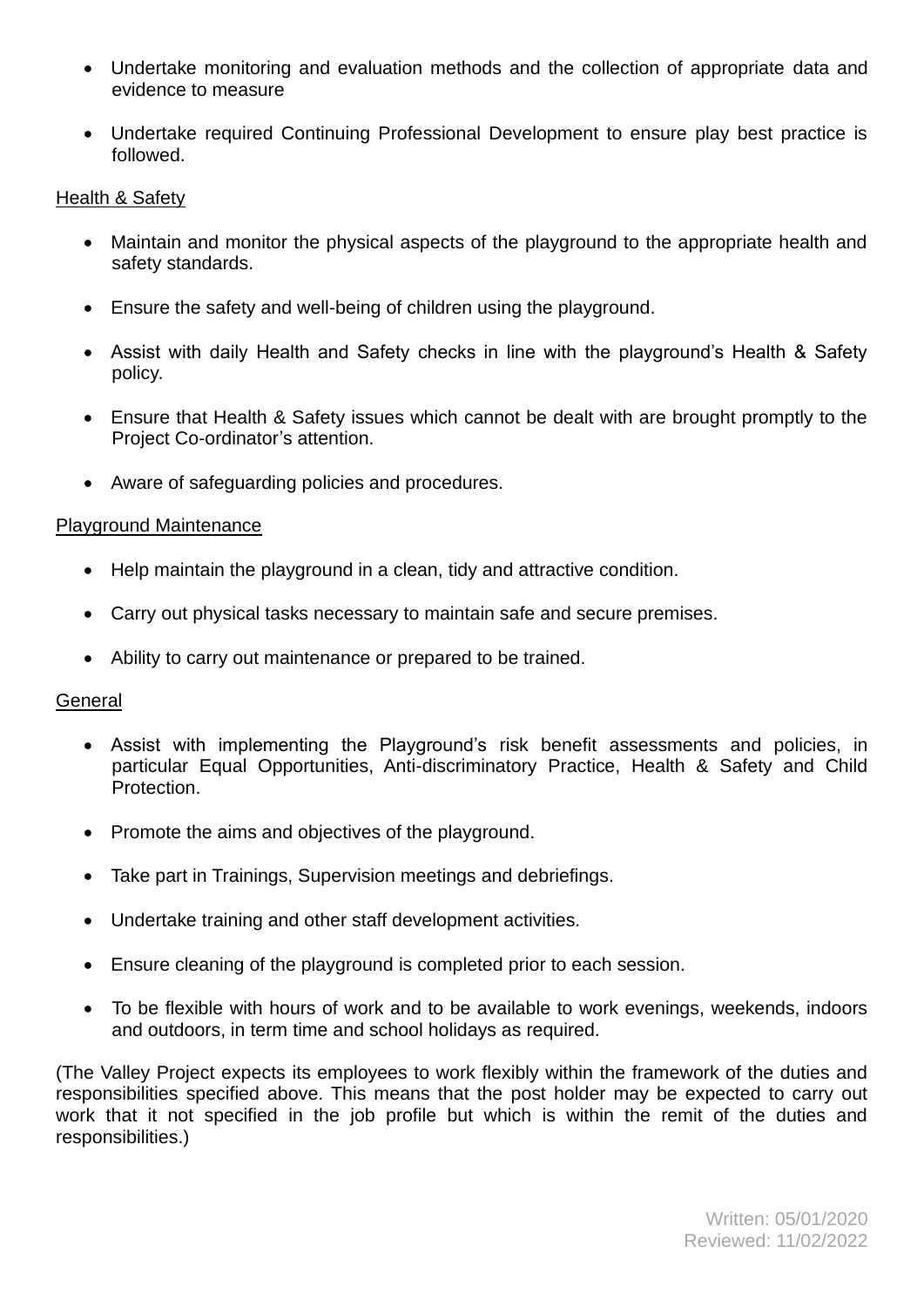- Undertake monitoring and evaluation methods and the collection of appropriate data and evidence to measure

- Undertake required Continuing Professional Development to ensure play best practice is followed.

Health & Safety

- Maintain and monitor the physical aspects of the playground to the appropriate health and safety standards.

- Ensure the safety and well-being of children using the playground.

- Assist with daily Health and Safety checks in line with the playground's Health & Safety policy.

- Ensure that Health & Safety issues which cannot be dealt with are brought promptly to the Project Co-ordinator's attention.

- Aware of safeguarding policies and procedures.

Playground Maintenance

- Help maintain the playground in a clean, tidy and attractive condition.

- Carry out physical tasks necessary to maintain safe and secure premises.

- Ability to carry out maintenance or prepared to be trained.

General

- Assist with implementing the Playground's risk benefit assessments and policies, in particular Equal Opportunities, Anti-discriminatory Practice, Health & Safety and Child Protection.

- Promote the aims and objectives of the playground.

- Take part in Trainings, Supervision meetings and debriefings.

- Undertake training and other staff development activities.

- Ensure cleaning of the playground is completed prior to each session.

- To be flexible with hours of work and to be available to work evenings, weekends, indoors and outdoors, in term time and school holidays as required.

(The Valley Project expects its employees to work flexibly within the framework of the duties and responsibilities specified above. This means that the post holder may be expected to carry out work that it not specified in the job profile but which is within the remit of the duties and responsibilities.)

Written: 05/01/2020
Reviewed: 11/02/2022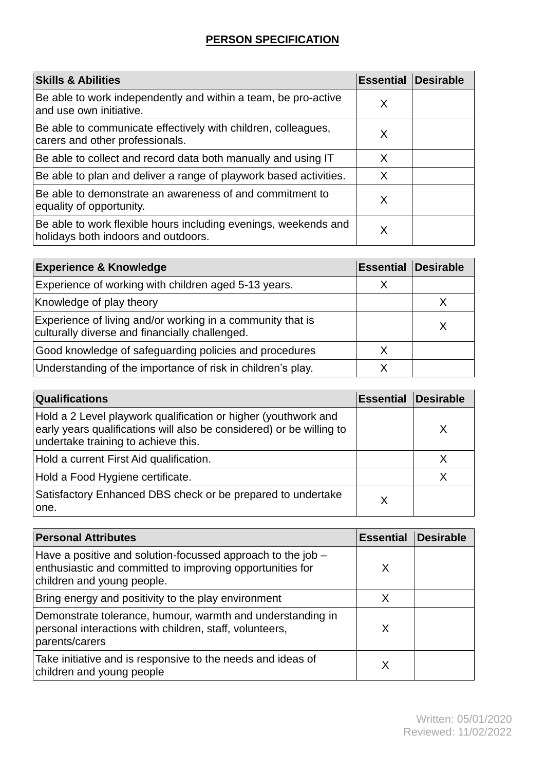**PERSON SPECIFICATION**

| Skills & Abilities | Essential | Desirable |
| --- | --- | --- |
| Be able to work independently and within a team, be pro-active and use own initiative. | X | |
| Be able to communicate effectively with children, colleagues, carers and other professionals. | X | |
| Be able to collect and record data both manually and using IT | X | |
| Be able to plan and deliver a range of playwork based activities. | X | |
| Be able to demonstrate an awareness of and commitment to equality of opportunity. | X | |
| Be able to work flexible hours including evenings, weekends and holidays both indoors and outdoors. | X | |

| Experience & Knowledge | Essential | Desirable |
| --- | --- | --- |
| Experience of working with children aged 5-13 years. | X | |
| Knowledge of play theory | | X |
| Experience of living and/or working in a community that is culturally diverse and financially challenged. | | X |
| Good knowledge of safeguarding policies and procedures | X | |
| Understanding of the importance of risk in children's play. | X | |

| Qualifications | Essential | Desirable |
| --- | --- | --- |
| Hold a 2 Level playwork qualification or higher (youthwork and early years qualifications will also be considered) or be willing to undertake training to achieve this. | | X |
| Hold a current First Aid qualification. | | X |
| Hold a Food Hygiene certificate. | | X |
| Satisfactory Enhanced DBS check or be prepared to undertake one. | X | |

| Personal Attributes | Essential | Desirable |
| --- | --- | --- |
| Have a positive and solution-focussed approach to the job – enthusiastic and committed to improving opportunities for children and young people. | X | |
| Bring energy and positivity to the play environment | X | |
| Demonstrate tolerance, humour, warmth and understanding in personal interactions with children, staff, volunteers, parents/carers | X | |
| Take initiative and is responsive to the needs and ideas of children and young people | X | |

Written: 05/01/2020
Reviewed: 11/02/2022